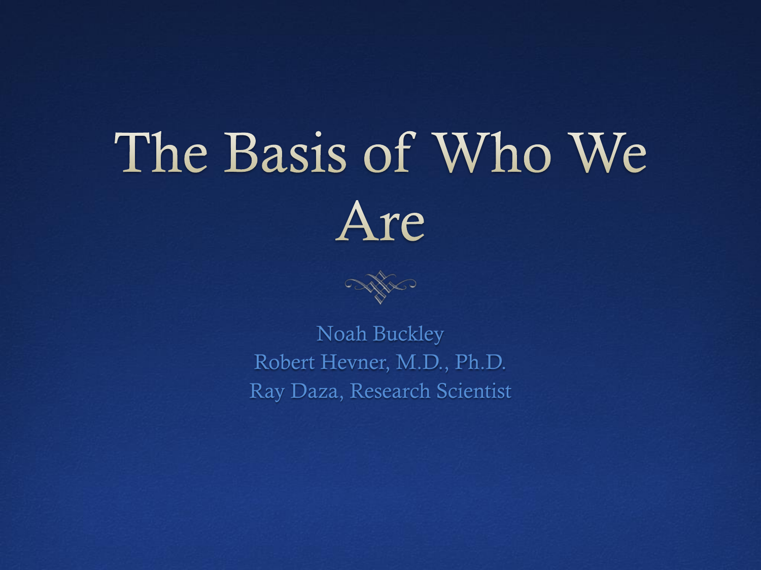# The Basis of Who We Are

Noah Buckley
Robert Hevner, M.D., Ph.D.
Ray Daza, Research Scientist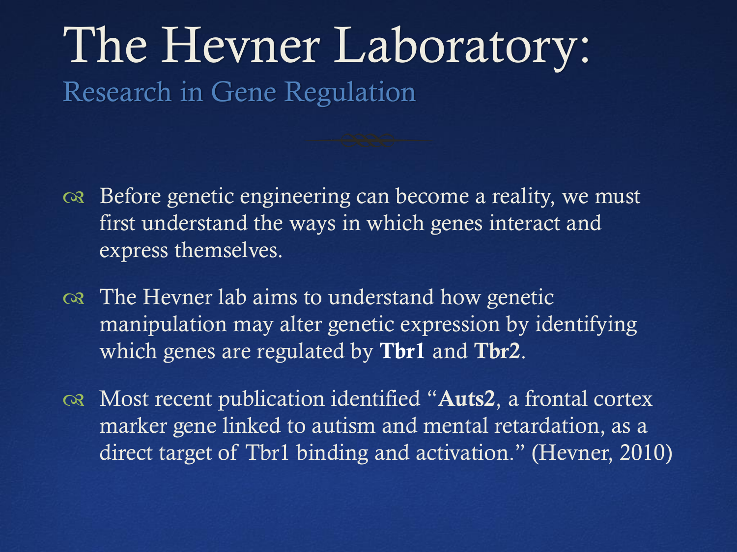# The Hevner Laboratory:

## Research in Gene Regulation

- Before genetic engineering can become a reality, we must first understand the ways in which genes interact and express themselves.
- The Hevner lab aims to understand how genetic manipulation may alter genetic expression by identifying which genes are regulated by **Tbr1** and **Tbr2**.
- Most recent publication identified "**Auts2**, a frontal cortex marker gene linked to autism and mental retardation, as a direct target of Tbr1 binding and activation." (Hevner, 2010)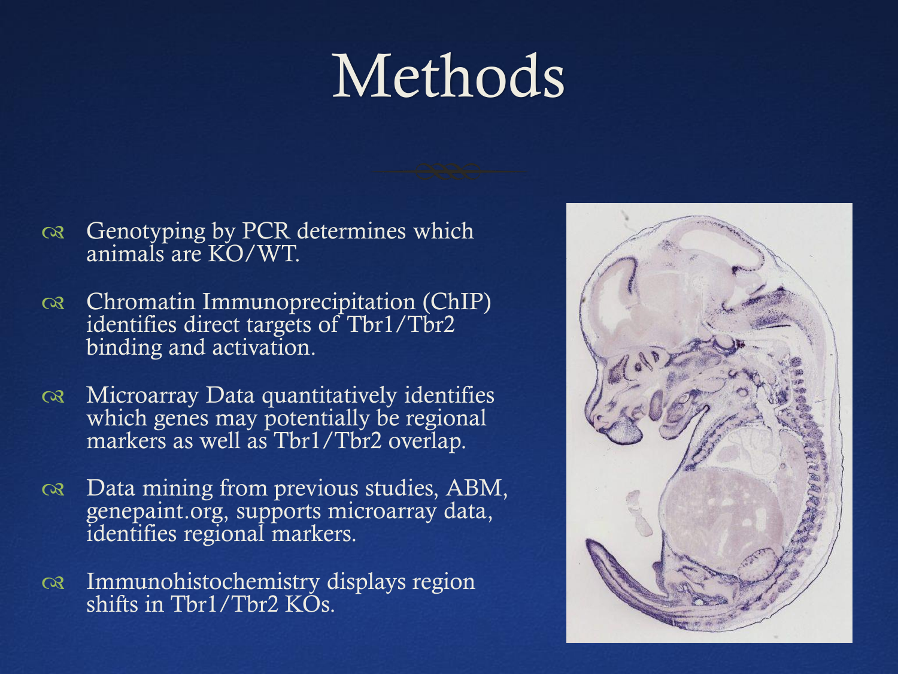# Methods

- Genotyping by PCR determines which animals are KO/WT.
- Chromatin Immunoprecipitation (ChIP) identifies direct targets of Tbr1/Tbr2 binding and activation.
- Microarray Data quantitatively identifies which genes may potentially be regional markers as well as Tbr1/Tbr2 overlap.
- Data mining from previous studies, ABM, genepaint.org, supports microarray data, identifies regional markers.
- Immunohistochemistry displays region shifts in Tbr1/Tbr2 KOs.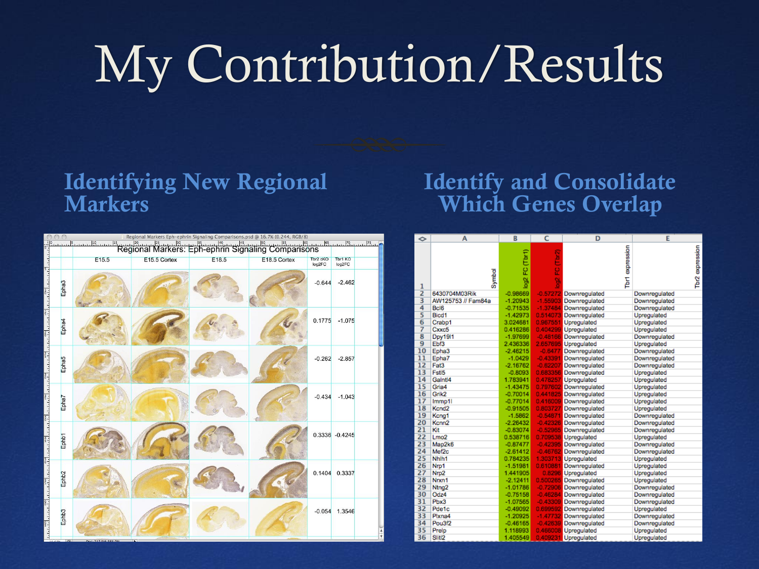# My Contribution/Results

## Identifying New Regional Markers

Regional Markers: Eph-ephrin Signaling Comparisons

| | E15.5 | E15.5 Cortex | E18.5 | E18.5 Cortex | Tbr2 cKO log2FC | Tbr1 KO log2FC |
|---|---|---|---|---|---|---|
| Epha3 | | | | | -0.644 | -2.462 |
| Epha4 | | | | | 0.1775 | -1.075 |
| Epha5 | | | | | -0.262 | -2.857 |
| Epha7 | | | | | -0.434 | -1.043 |
| Ephb1 | | | | | 0.3336 | -0.4245 |
| Ephb2 | | | | | 0.1404 | 0.3337 |
| Ephb3 | | | | | -0.054 | 1.3546 |

## Identify and Consolidate Which Genes Overlap

| | A | B | C | D | E |
|---|---|---|---|---|---|
| 1 | Symbol | log2 FC (Tbr1) | log2 FC (Tbr2) | Tbr1 expression | Tbr2 expression |
| 2 | 6430704M03Rik | -0.98669 | -0.57272 | Downregulated | Downregulated |
| 3 | AW125753 // Fam84a | -1.20943 | -1.55903 | Downregulated | Downregulated |
| 4 | Bcl6 | -0.71535 | -1.37484 | Downregulated | Downregulated |
| 5 | Bicd1 | -1.42973 | 0.514073 | Downregulated | Upregulated |
| 6 | Crabp1 | 3.024681 | 0.967551 | Upregulated | Upregulated |
| 7 | Cxxc5 | 0.416286 | 0.404299 | Upregulated | Upregulated |
| 8 | Dpy19l1 | -1.97699 | -0.48168 | Downregulated | Downregulated |
| 9 | Ebf3 | 2.436336 | 2.657695 | Upregulated | Upregulated |
| 10 | Epha3 | -2.46215 | -0.6477 | Downregulated | Downregulated |
| 11 | Epha7 | -1.0429 | -0.43391 | Downregulated | Downregulated |
| 12 | Fat3 | -2.16762 | -0.62207 | Downregulated | Downregulated |
| 13 | Fstl5 | -0.8093 | 0.683356 | Downregulated | Upregulated |
| 14 | Galntl4 | 1.783941 | 0.478257 | Upregulated | Upregulated |
| 15 | Gria4 | -1.43475 | 0.797602 | Downregulated | Upregulated |
| 16 | Grik2 | -0.70014 | 0.441825 | Downregulated | Upregulated |
| 17 | Immp1l | -0.77014 | 0.416008 | Downregulated | Upregulated |
| 18 | Kcnd2 | -0.91505 | 0.803727 | Downregulated | Upregulated |
| 19 | Kcng1 | -1.5862 | -0.54871 | Downregulated | Downregulated |
| 20 | Kcnn2 | -2.26432 | -0.42326 | Downregulated | Downregulated |
| 21 | Kit | -0.83074 | -0.52965 | Downregulated | Downregulated |
| 22 | Lmo2 | 0.538716 | 0.709538 | Upregulated | Upregulated |
| 23 | Map2k6 | -0.87477 | -0.42395 | Downregulated | Downregulated |
| 24 | Mef2c | -2.61412 | -0.46762 | Downregulated | Downregulated |
| 25 | Nhlh1 | 0.784235 | 1.303713 | Upregulated | Upregulated |
| 26 | Nrp1 | -1.51981 | 0.610881 | Downregulated | Upregulated |
| 27 | Nrp2 | 1.441905 | 0.8298 | Upregulated | Upregulated |
| 28 | Nrxn1 | -2.12411 | 0.500265 | Downregulated | Upregulated |
| 29 | Ntng2 | -1.01786 | -0.72908 | Downregulated | Downregulated |
| 30 | Odz4 | -0.75158 | -0.46284 | Downregulated | Downregulated |
| 31 | Pbx3 | -1.07565 | -0.43308 | Downregulated | Downregulated |
| 32 | Pde1c | -0.49092 | 0.699592 | Downregulated | Upregulated |
| 33 | Plxna4 | -1.20925 | -1.47732 | Downregulated | Downregulated |
| 34 | Pou3f2 | -0.46165 | -0.42639 | Downregulated | Downregulated |
| 35 | Prelp | 1.118993 | 0.466008 | Upregulated | Upregulated |
| 36 | Slit2 | 1.405549 | 0.409231 | Upregulated | Upregulated |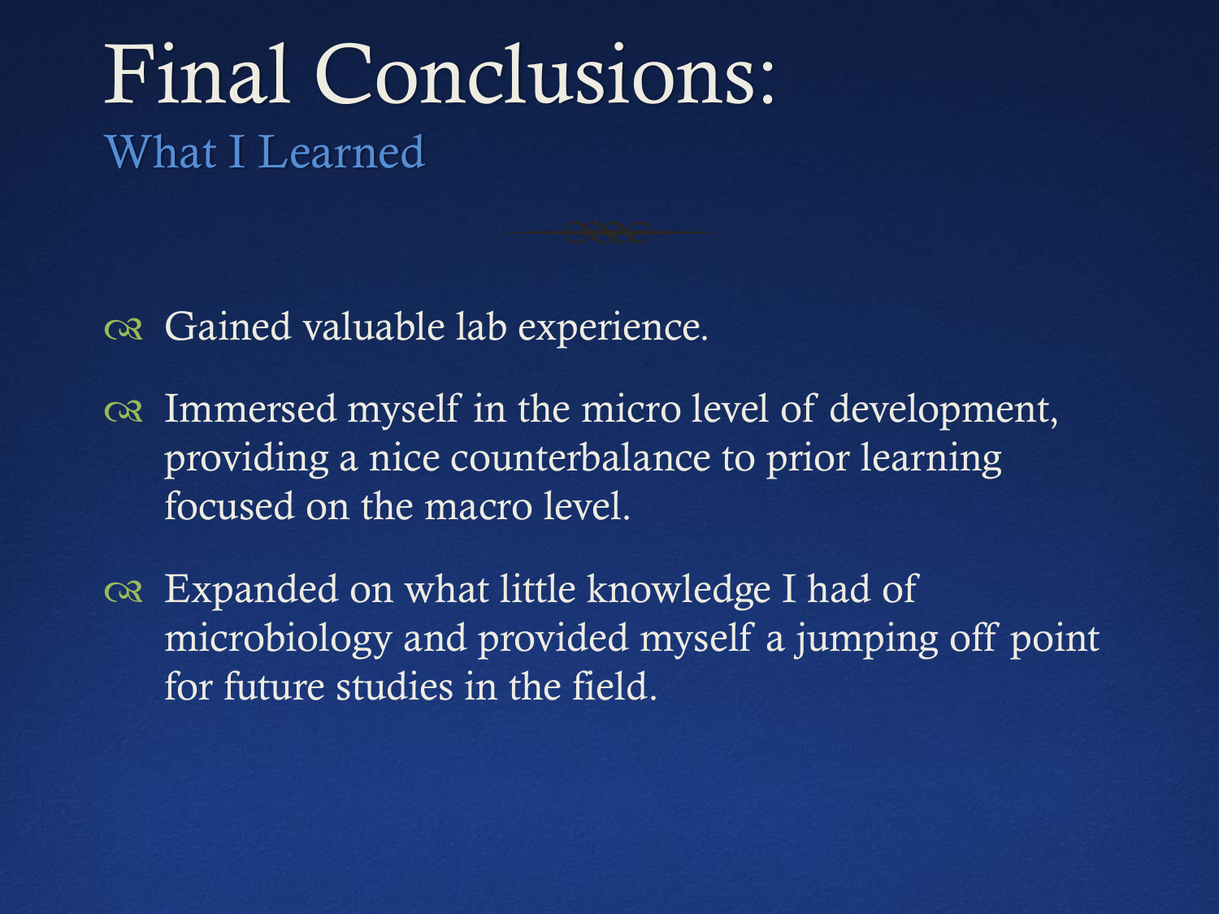# Final Conclusions:

## What I Learned

- Gained valuable lab experience.
- Immersed myself in the micro level of development, providing a nice counterbalance to prior learning focused on the macro level.
- Expanded on what little knowledge I had of microbiology and provided myself a jumping off point for future studies in the field.